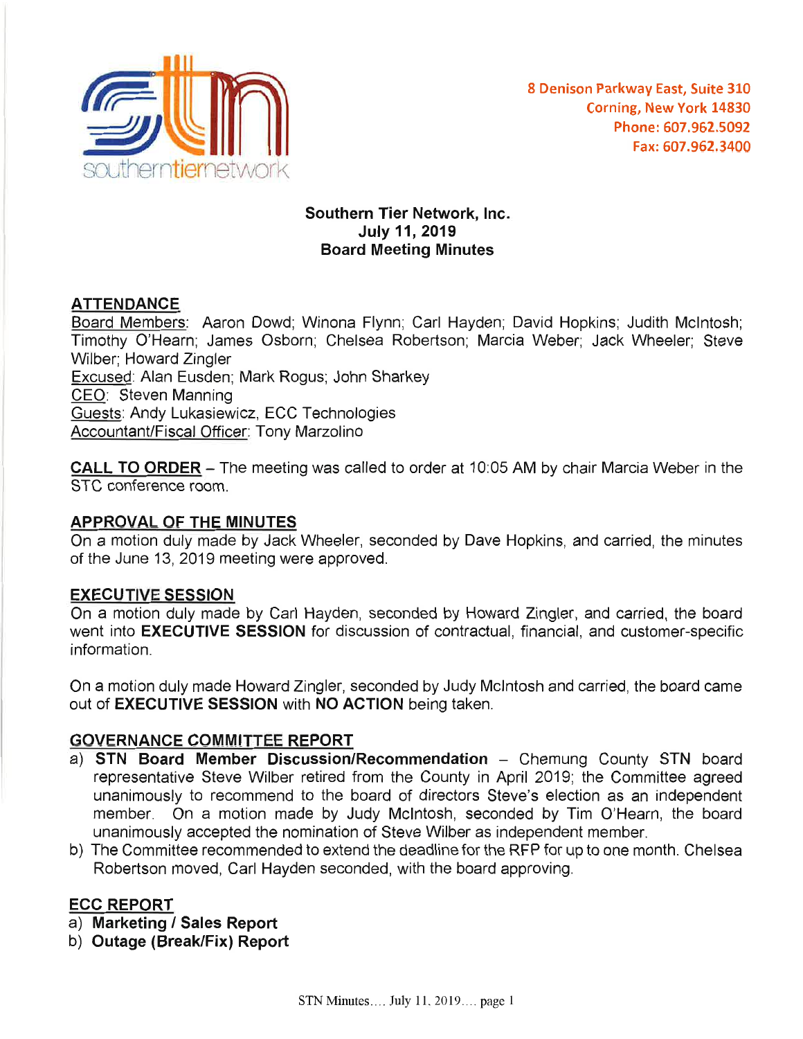southerntiernetwork

8 Denison Parkway East, Suite 310
Corning, New York 14830
Phone: 607.962.5092
Fax: 607.962.3400

**Southern Tier Network, Inc.**
**July 11, 2019**
**Board Meeting Minutes**

## ATTENDANCE

Board Members: Aaron Dowd; Winona Flynn; Carl Hayden; David Hopkins; Judith McIntosh; Timothy O'Hearn; James Osborn; Chelsea Robertson; Marcia Weber; Jack Wheeler; Steve Wilber; Howard Zingler
Excused: Alan Eusden; Mark Rogus; John Sharkey
CEO: Steven Manning
Guests: Andy Lukasiewicz, ECC Technologies
Accountant/Fiscal Officer: Tony Marzolino

**CALL TO ORDER** – The meeting was called to order at 10:05 AM by chair Marcia Weber in the STC conference room.

## APPROVAL OF THE MINUTES

On a motion duly made by Jack Wheeler, seconded by Dave Hopkins, and carried, the minutes of the June 13, 2019 meeting were approved.

## EXECUTIVE SESSION

On a motion duly made by Carl Hayden, seconded by Howard Zingler, and carried, the board went into **EXECUTIVE SESSION** for discussion of contractual, financial, and customer-specific information.

On a motion duly made Howard Zingler, seconded by Judy McIntosh and carried, the board came out of **EXECUTIVE SESSION** with **NO ACTION** being taken.

## GOVERNANCE COMMITTEE REPORT

a) **STN Board Member Discussion/Recommendation** – Chemung County STN board representative Steve Wilber retired from the County in April 2019; the Committee agreed unanimously to recommend to the board of directors Steve's election as an independent member. On a motion made by Judy McIntosh, seconded by Tim O'Hearn, the board unanimously accepted the nomination of Steve Wilber as independent member.
b) The Committee recommended to extend the deadline for the RFP for up to one month. Chelsea Robertson moved, Carl Hayden seconded, with the board approving.

## ECC REPORT

a) **Marketing / Sales Report**
b) **Outage (Break/Fix) Report**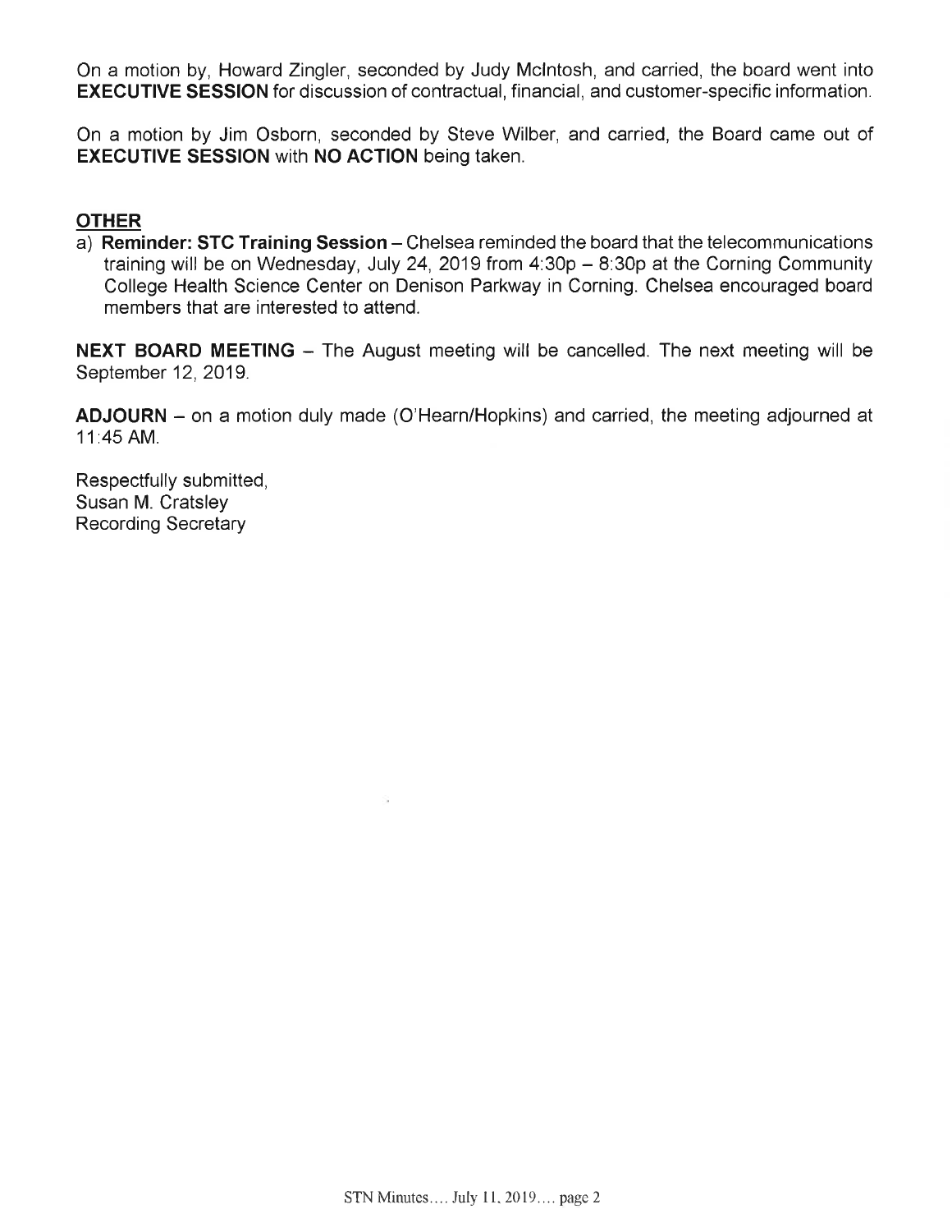On a motion by, Howard Zingler, seconded by Judy McIntosh, and carried, the board went into **EXECUTIVE SESSION** for discussion of contractual, financial, and customer-specific information.

On a motion by Jim Osborn, seconded by Steve Wilber, and carried, the Board came out of **EXECUTIVE SESSION** with **NO ACTION** being taken.

## OTHER

a) **Reminder: STC Training Session** – Chelsea reminded the board that the telecommunications training will be on Wednesday, July 24, 2019 from 4:30p – 8:30p at the Corning Community College Health Science Center on Denison Parkway in Corning. Chelsea encouraged board members that are interested to attend.

**NEXT BOARD MEETING** – The August meeting will be cancelled. The next meeting will be September 12, 2019.

**ADJOURN** – on a motion duly made (O'Hearn/Hopkins) and carried, the meeting adjourned at 11:45 AM.

Respectfully submitted,
Susan M. Cratsley
Recording Secretary